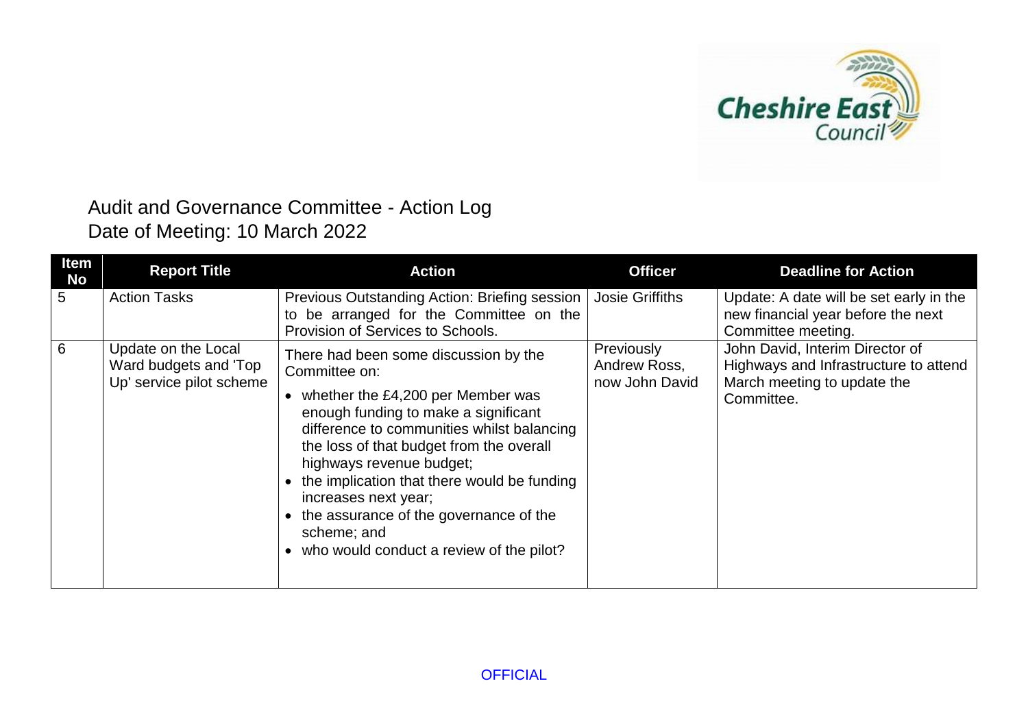# Audit and Governance Committee - Action Log
## Date of Meeting: 10 March 2022

| Item No | Report Title | Action | Officer | Deadline for Action |
|---|---|---|---|---|
| 5 | Action Tasks | Previous Outstanding Action: Briefing session to be arranged for the Committee on the Provision of Services to Schools. | Josie Griffiths | Update: A date will be set early in the new financial year before the next Committee meeting. |
| 6 | Update on the Local Ward budgets and 'Top Up' service pilot scheme | There had been some discussion by the Committee on:<br>• whether the £4,200 per Member was enough funding to make a significant difference to communities whilst balancing the loss of that budget from the overall highways revenue budget;<br>• the implication that there would be funding increases next year;<br>• the assurance of the governance of the scheme; and<br>• who would conduct a review of the pilot? | Previously Andrew Ross, now John David | John David, Interim Director of Highways and Infrastructure to attend March meeting to update the Committee. |

OFFICIAL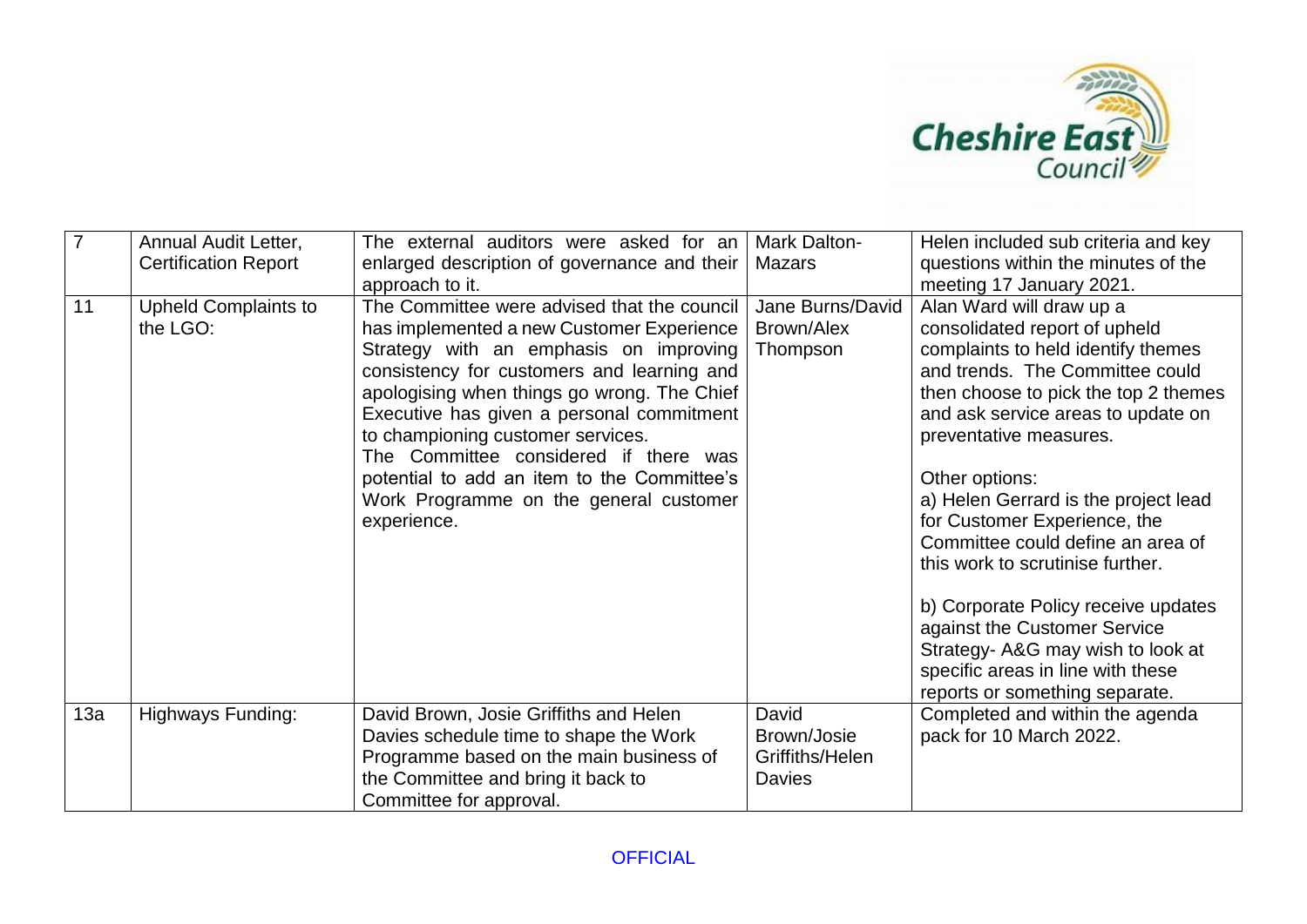| 7 | Annual Audit Letter, Certification Report | The external auditors were asked for an enlarged description of governance and their approach to it. | Mark Dalton- Mazars | Helen included sub criteria and key questions within the minutes of the meeting 17 January 2021. |
|---|---|---|---|---|
| 11 | Upheld Complaints to the LGO: | The Committee were advised that the council has implemented a new Customer Experience Strategy with an emphasis on improving consistency for customers and learning and apologising when things go wrong. The Chief Executive has given a personal commitment to championing customer services.<br>The Committee considered if there was potential to add an item to the Committee's Work Programme on the general customer experience. | Jane Burns/David Brown/Alex Thompson | Alan Ward will draw up a consolidated report of upheld complaints to held identify themes and trends. The Committee could then choose to pick the top 2 themes and ask service areas to update on preventative measures.<br><br>Other options:<br>a) Helen Gerrard is the project lead for Customer Experience, the Committee could define an area of this work to scrutinise further.<br><br>b) Corporate Policy receive updates against the Customer Service Strategy- A&G may wish to look at specific areas in line with these reports or something separate. |
| 13a | Highways Funding: | David Brown, Josie Griffiths and Helen Davies schedule time to shape the Work Programme based on the main business of the Committee and bring it back to Committee for approval. | David Brown/Josie Griffiths/Helen Davies | Completed and within the agenda pack for 10 March 2022. |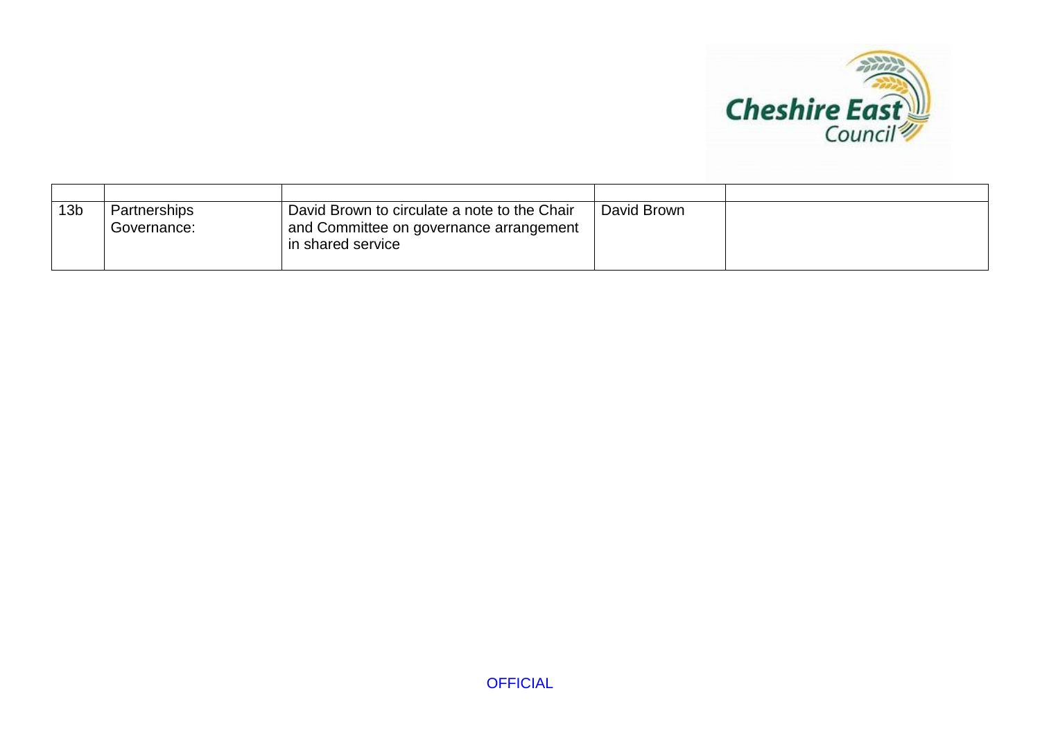| | | | | |
|---|---|---|---|---|
| 13b | Partnerships Governance: | David Brown to circulate a note to the Chair and Committee on governance arrangement in shared service | David Brown | |

OFFICIAL